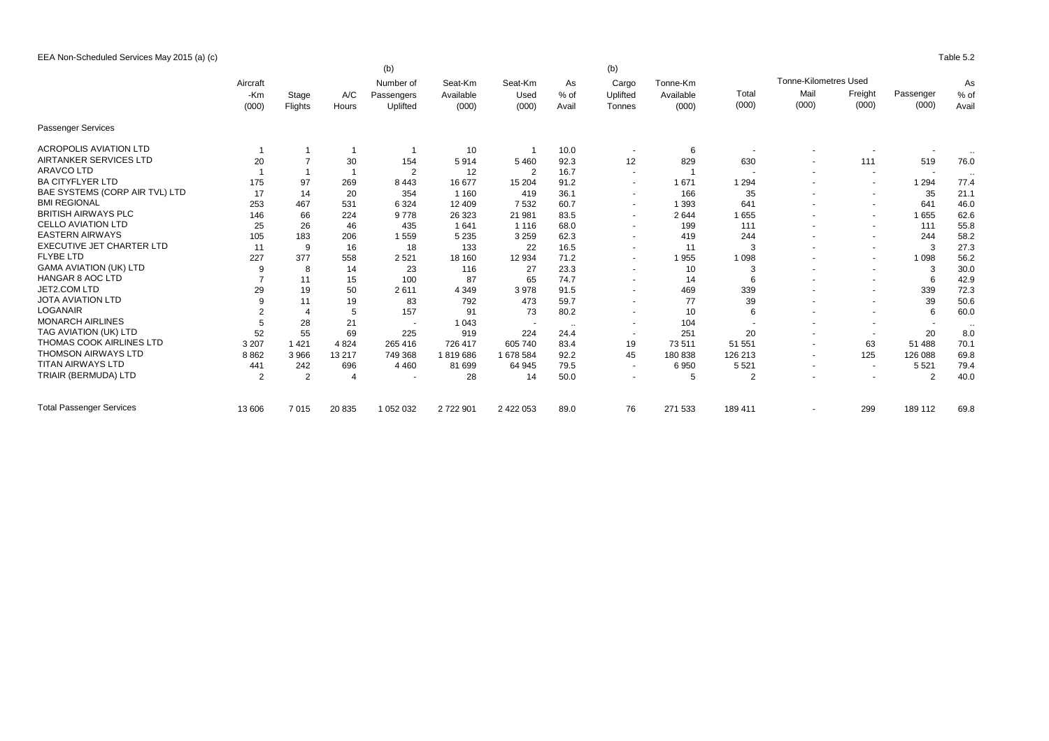EEA Non-Scheduled Services May 2015 (a) (c)

Table 5.2

| | Aircraft -Km (000) | Stage Flights | A/C Hours | (b) Number of Passengers Uplifted | Seat-Km Available (000) | Seat-Km Used (000) | As % of Avail | (b) Cargo Uplifted Tonnes | Tonne-Km Available (000) | Total (000) | Tonne-Kilometres Used Mail (000) | Freight (000) | Passenger (000) | As % of Avail |
|---|---|---|---|---|---|---|---|---|---|---|---|---|---|---|
| Passenger Services | | | | | | | | | | | | | | |
| ACROPOLIS AVIATION LTD | 1 | 1 | 1 | 1 | 10 | 1 | 10.0 | - | 6 | - | - | - | - | .. |
| AIRTANKER SERVICES LTD | 20 | 7 | 30 | 154 | 5 914 | 5 460 | 92.3 | 12 | 829 | 630 | - | 111 | 519 | 76.0 |
| ARAVCO LTD | 1 | 1 | 1 | 2 | 12 | 2 | 16.7 | - | 1 | - | - | - | - | .. |
| BA CITYFLYER LTD | 175 | 97 | 269 | 8 443 | 16 677 | 15 204 | 91.2 | - | 1 671 | 1 294 | - | - | 1 294 | 77.4 |
| BAE SYSTEMS (CORP AIR TVL) LTD | 17 | 14 | 20 | 354 | 1 160 | 419 | 36.1 | - | 166 | 35 | - | - | 35 | 21.1 |
| BMI REGIONAL | 253 | 467 | 531 | 6 324 | 12 409 | 7 532 | 60.7 | - | 1 393 | 641 | - | - | 641 | 46.0 |
| BRITISH AIRWAYS PLC | 146 | 66 | 224 | 9 778 | 26 323 | 21 981 | 83.5 | - | 2 644 | 1 655 | - | - | 1 655 | 62.6 |
| CELLO AVIATION LTD | 25 | 26 | 46 | 435 | 1 641 | 1 116 | 68.0 | - | 199 | 111 | - | - | 111 | 55.8 |
| EASTERN AIRWAYS | 105 | 183 | 206 | 1 559 | 5 235 | 3 259 | 62.3 | - | 419 | 244 | - | - | 244 | 58.2 |
| EXECUTIVE JET CHARTER LTD | 11 | 9 | 16 | 18 | 133 | 22 | 16.5 | - | 11 | 3 | - | - | 3 | 27.3 |
| FLYBE LTD | 227 | 377 | 558 | 2 521 | 18 160 | 12 934 | 71.2 | - | 1 955 | 1 098 | - | - | 1 098 | 56.2 |
| GAMA AVIATION (UK) LTD | 9 | 8 | 14 | 23 | 116 | 27 | 23.3 | - | 10 | 3 | - | - | 3 | 30.0 |
| HANGAR 8 AOC LTD | 7 | 11 | 15 | 100 | 87 | 65 | 74.7 | - | 14 | 6 | - | - | 6 | 42.9 |
| JET2.COM LTD | 29 | 19 | 50 | 2 611 | 4 349 | 3 978 | 91.5 | - | 469 | 339 | - | - | 339 | 72.3 |
| JOTA AVIATION LTD | 9 | 11 | 19 | 83 | 792 | 473 | 59.7 | - | 77 | 39 | - | - | 39 | 50.6 |
| LOGANAIR | 2 | 4 | 5 | 157 | 91 | 73 | 80.2 | - | 10 | 6 | - | - | 6 | 60.0 |
| MONARCH AIRLINES | 5 | 28 | 21 | - | 1 043 | - | .. | - | 104 | - | - | - | - | .. |
| TAG AVIATION (UK) LTD | 52 | 55 | 69 | 225 | 919 | 224 | 24.4 | - | 251 | 20 | - | - | 20 | 8.0 |
| THOMAS COOK AIRLINES LTD | 3 207 | 1 421 | 4 824 | 265 416 | 726 417 | 605 740 | 83.4 | 19 | 73 511 | 51 551 | - | 63 | 51 488 | 70.1 |
| THOMSON AIRWAYS LTD | 8 862 | 3 966 | 13 217 | 749 368 | 1 819 686 | 1 678 584 | 92.2 | 45 | 180 838 | 126 213 | - | 125 | 126 088 | 69.8 |
| TITAN AIRWAYS LTD | 441 | 242 | 696 | 4 460 | 81 699 | 64 945 | 79.5 | - | 6 950 | 5 521 | - | - | 5 521 | 79.4 |
| TRIAIR (BERMUDA) LTD | 2 | 2 | 4 | - | 28 | 14 | 50.0 | - | 5 | 2 | - | - | 2 | 40.0 |
| Total Passenger Services | 13 606 | 7 015 | 20 835 | 1 052 032 | 2 722 901 | 2 422 053 | 89.0 | 76 | 271 533 | 189 411 | - | 299 | 189 112 | 69.8 |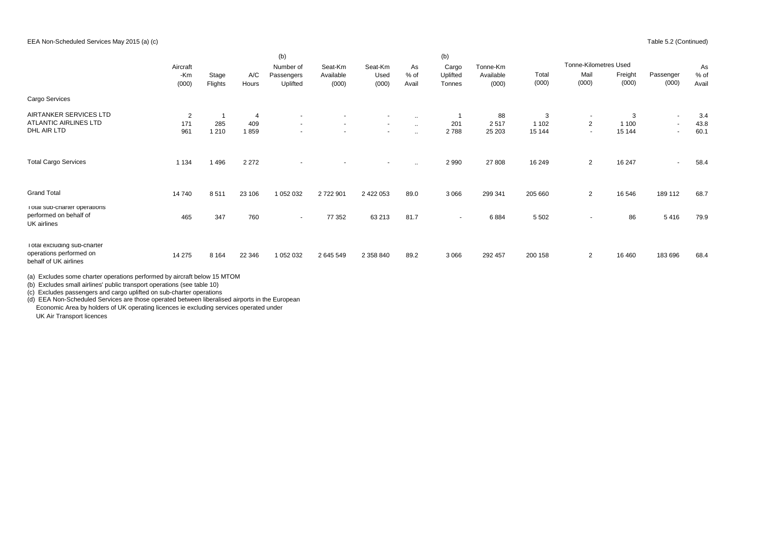EEA Non-Scheduled Services May 2015 (a) (c)

Table 5.2 (Continued)

| | Aircraft -Km (000) | Stage Flights | A/C Hours | (b) Number of Passengers Uplifted | Seat-Km Available (000) | Seat-Km Used (000) | As % of Avail | (b) Cargo Uplifted Tonnes | Tonne-Km Available (000) | Total (000) | Tonne-Kilometres Used Mail (000) | Freight (000) | Passenger (000) | As % of Avail |
|---|---|---|---|---|---|---|---|---|---|---|---|---|---|---|
| Cargo Services | | | | | | | | | | | | | | |
| AIRTANKER SERVICES LTD | 2 | 1 | 4 | - | - | - | .. | 1 | 88 | 3 | - | 3 | - | 3.4 |
| ATLANTIC AIRLINES LTD | 171 | 285 | 409 | - | - | - | .. | 201 | 2 517 | 1 102 | 2 | 1 100 | - | 43.8 |
| DHL AIR LTD | 961 | 1 210 | 1 859 | - | - | - | .. | 2 788 | 25 203 | 15 144 | - | 15 144 | - | 60.1 |
| Total Cargo Services | 1 134 | 1 496 | 2 272 | - | - | - | .. | 2 990 | 27 808 | 16 249 | 2 | 16 247 | - | 58.4 |
| Grand Total | 14 740 | 8 511 | 23 106 | 1 052 032 | 2 722 901 | 2 422 053 | 89.0 | 3 066 | 299 341 | 205 660 | 2 | 16 546 | 189 112 | 68.7 |
| Total sub-charter operations performed on behalf of UK airlines | 465 | 347 | 760 | - | 77 352 | 63 213 | 81.7 | - | 6 884 | 5 502 | - | 86 | 5 416 | 79.9 |
| Total excluding sub-charter operations performed on behalf of UK airlines | 14 275 | 8 164 | 22 346 | 1 052 032 | 2 645 549 | 2 358 840 | 89.2 | 3 066 | 292 457 | 200 158 | 2 | 16 460 | 183 696 | 68.4 |

(a) Excludes some charter operations performed by aircraft below 15 MTOM
(b) Excludes small airlines' public transport operations (see table 10)
(c) Excludes passengers and cargo uplifted on sub-charter operations
(d) EEA Non-Scheduled Services are those operated between liberalised airports in the European Economic Area by holders of UK operating licences ie excluding services operated under UK Air Transport licences